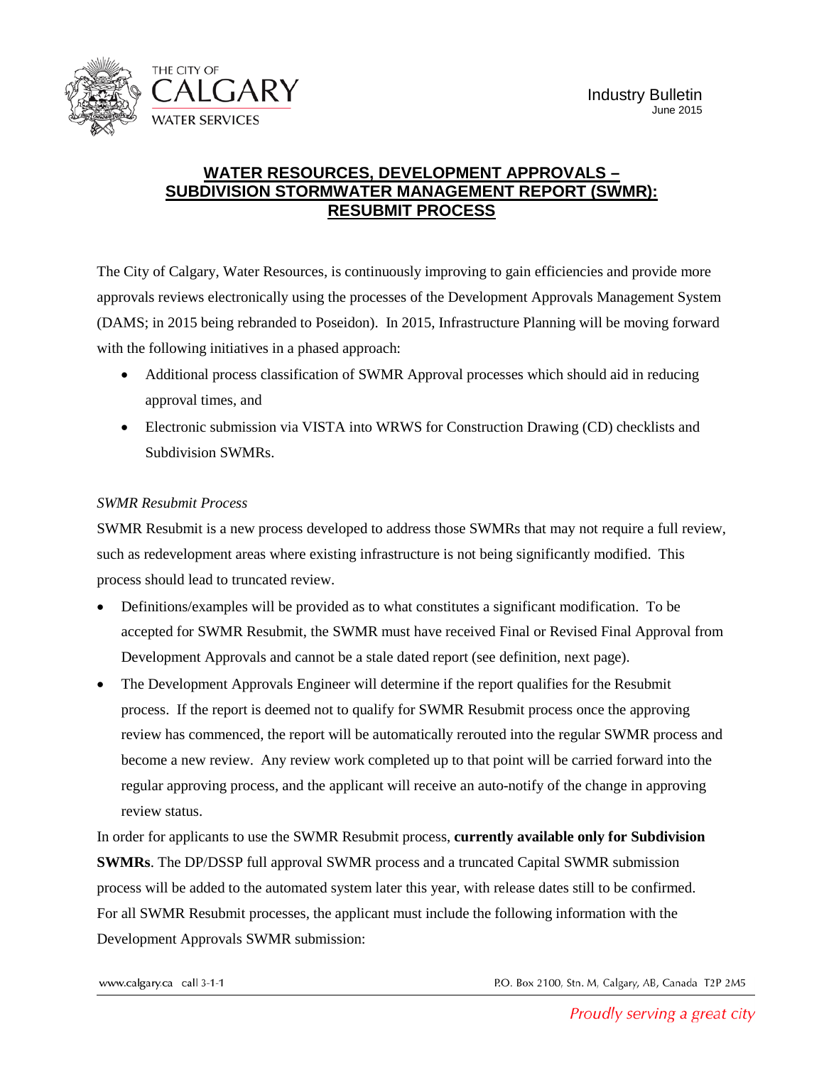THE CITY OF CALGARY
WATER SERVICES

Industry Bulletin
June 2015

# WATER RESOURCES, DEVELOPMENT APPROVALS – SUBDIVISION STORMWATER MANAGEMENT REPORT (SWMR): RESUBMIT PROCESS

The City of Calgary, Water Resources, is continuously improving to gain efficiencies and provide more approvals reviews electronically using the processes of the Development Approvals Management System (DAMS; in 2015 being rebranded to Poseidon). In 2015, Infrastructure Planning will be moving forward with the following initiatives in a phased approach:

- Additional process classification of SWMR Approval processes which should aid in reducing approval times, and
- Electronic submission via VISTA into WRWS for Construction Drawing (CD) checklists and Subdivision SWMRs.

*SWMR Resubmit Process*

SWMR Resubmit is a new process developed to address those SWMRs that may not require a full review, such as redevelopment areas where existing infrastructure is not being significantly modified. This process should lead to truncated review.

- Definitions/examples will be provided as to what constitutes a significant modification. To be accepted for SWMR Resubmit, the SWMR must have received Final or Revised Final Approval from Development Approvals and cannot be a stale dated report (see definition, next page).
- The Development Approvals Engineer will determine if the report qualifies for the Resubmit process. If the report is deemed not to qualify for SWMR Resubmit process once the approving review has commenced, the report will be automatically rerouted into the regular SWMR process and become a new review. Any review work completed up to that point will be carried forward into the regular approving process, and the applicant will receive an auto-notify of the change in approving review status.

In order for applicants to use the SWMR Resubmit process, **currently available only for Subdivision SWMRs**. The DP/DSSP full approval SWMR process and a truncated Capital SWMR submission process will be added to the automated system later this year, with release dates still to be confirmed. For all SWMR Resubmit processes, the applicant must include the following information with the Development Approvals SWMR submission: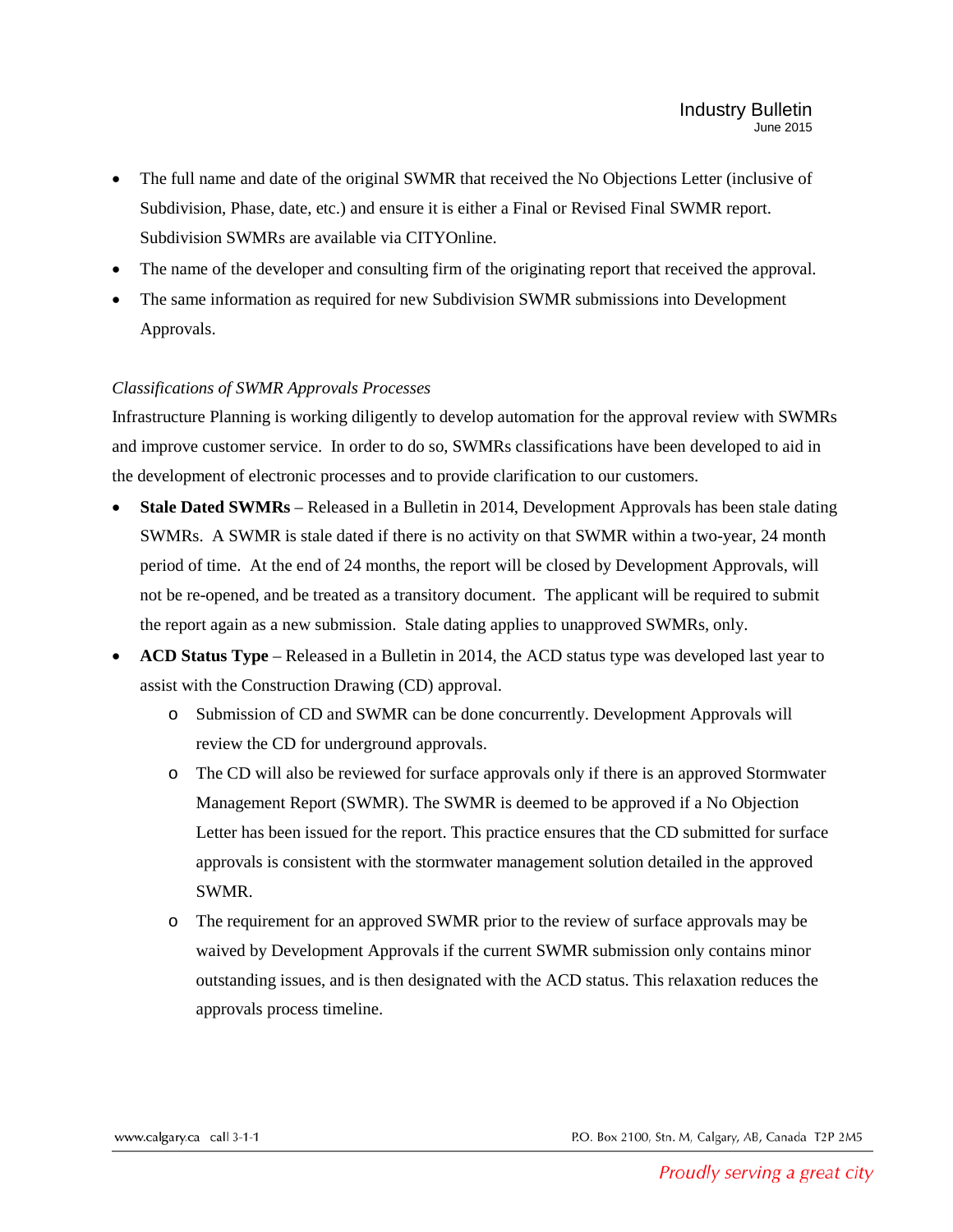- The full name and date of the original SWMR that received the No Objections Letter (inclusive of Subdivision, Phase, date, etc.) and ensure it is either a Final or Revised Final SWMR report. Subdivision SWMRs are available via CITYOnline.
- The name of the developer and consulting firm of the originating report that received the approval.
- The same information as required for new Subdivision SWMR submissions into Development Approvals.

*Classifications of SWMR Approvals Processes*

Infrastructure Planning is working diligently to develop automation for the approval review with SWMRs and improve customer service. In order to do so, SWMRs classifications have been developed to aid in the development of electronic processes and to provide clarification to our customers.

- **Stale Dated SWMRs** – Released in a Bulletin in 2014, Development Approvals has been stale dating SWMRs. A SWMR is stale dated if there is no activity on that SWMR within a two-year, 24 month period of time. At the end of 24 months, the report will be closed by Development Approvals, will not be re-opened, and be treated as a transitory document. The applicant will be required to submit the report again as a new submission. Stale dating applies to unapproved SWMRs, only.
- **ACD Status Type** – Released in a Bulletin in 2014, the ACD status type was developed last year to assist with the Construction Drawing (CD) approval.
  - Submission of CD and SWMR can be done concurrently. Development Approvals will review the CD for underground approvals.
  - The CD will also be reviewed for surface approvals only if there is an approved Stormwater Management Report (SWMR). The SWMR is deemed to be approved if a No Objection Letter has been issued for the report. This practice ensures that the CD submitted for surface approvals is consistent with the stormwater management solution detailed in the approved SWMR.
  - The requirement for an approved SWMR prior to the review of surface approvals may be waived by Development Approvals if the current SWMR submission only contains minor outstanding issues, and is then designated with the ACD status. This relaxation reduces the approvals process timeline.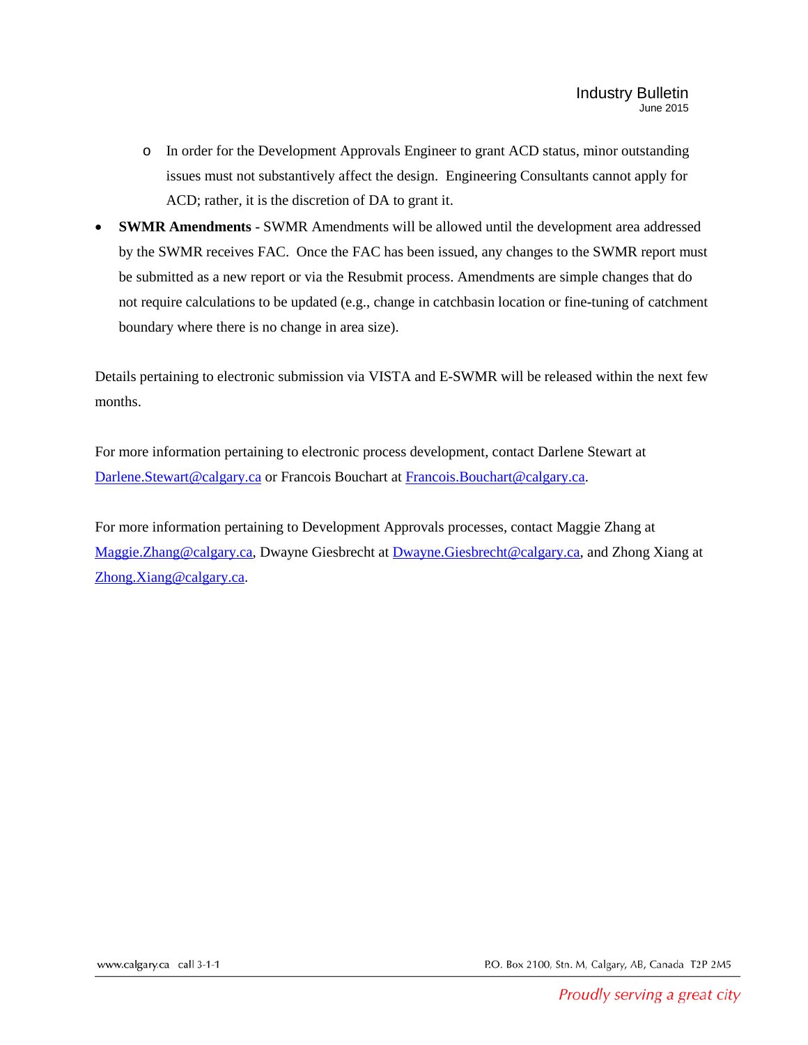- In order for the Development Approvals Engineer to grant ACD status, minor outstanding issues must not substantively affect the design. Engineering Consultants cannot apply for ACD; rather, it is the discretion of DA to grant it.
- **SWMR Amendments** - SWMR Amendments will be allowed until the development area addressed by the SWMR receives FAC. Once the FAC has been issued, any changes to the SWMR report must be submitted as a new report or via the Resubmit process. Amendments are simple changes that do not require calculations to be updated (e.g., change in catchbasin location or fine-tuning of catchment boundary where there is no change in area size).

Details pertaining to electronic submission via VISTA and E-SWMR will be released within the next few months.

For more information pertaining to electronic process development, contact Darlene Stewart at Darlene.Stewart@calgary.ca or Francois Bouchart at Francois.Bouchart@calgary.ca.

For more information pertaining to Development Approvals processes, contact Maggie Zhang at Maggie.Zhang@calgary.ca, Dwayne Giesbrecht at Dwayne.Giesbrecht@calgary.ca, and Zhong Xiang at Zhong.Xiang@calgary.ca.